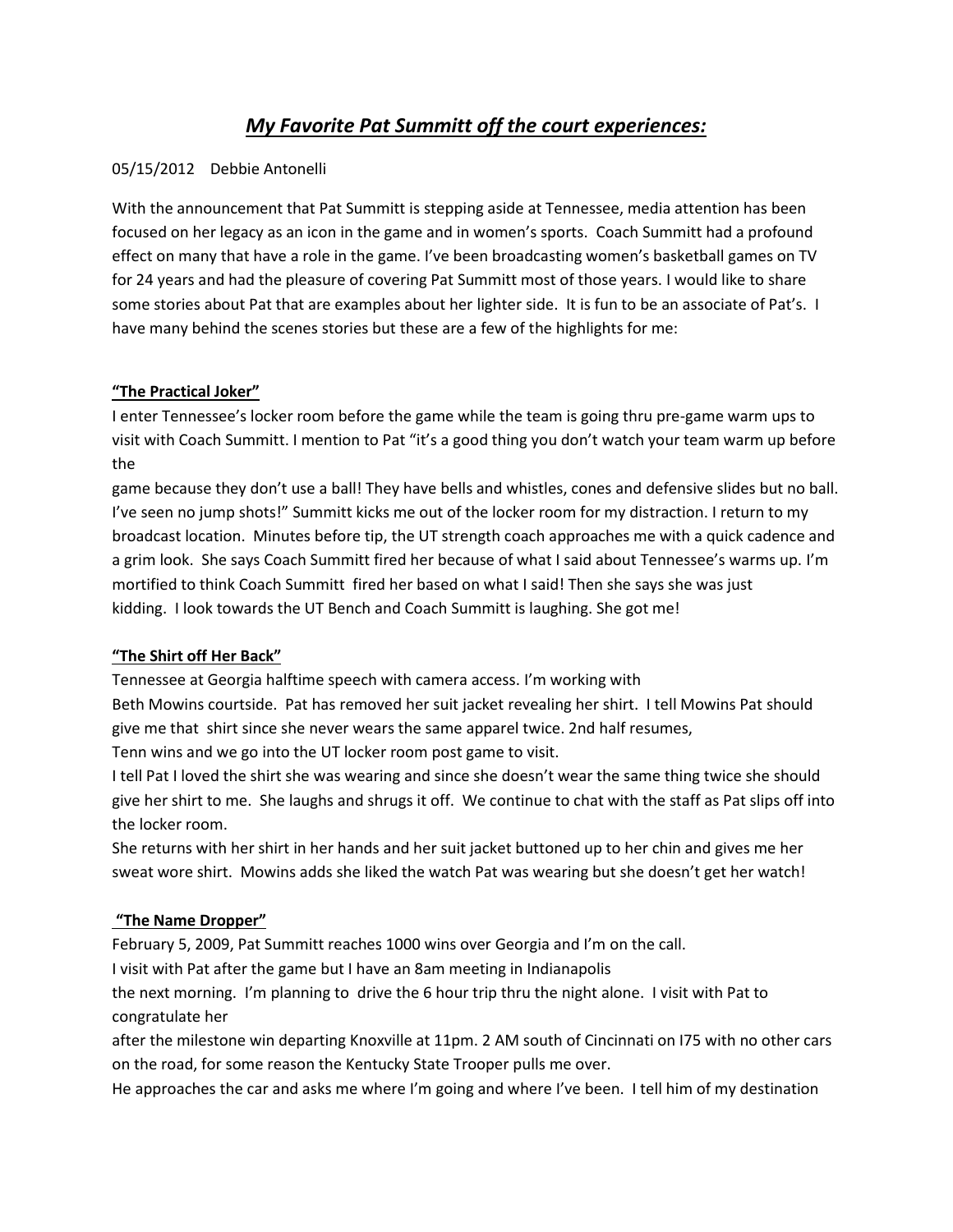# ***My Favorite Pat Summitt off the court experiences:***

05/15/2012 Debbie Antonelli

With the announcement that Pat Summitt is stepping aside at Tennessee, media attention has been focused on her legacy as an icon in the game and in women's sports. Coach Summitt had a profound effect on many that have a role in the game. I've been broadcasting women's basketball games on TV for 24 years and had the pleasure of covering Pat Summitt most of those years. I would like to share some stories about Pat that are examples about her lighter side. It is fun to be an associate of Pat's. I have many behind the scenes stories but these are a few of the highlights for me:

**"The Practical Joker"**

I enter Tennessee's locker room before the game while the team is going thru pre-game warm ups to visit with Coach Summitt. I mention to Pat "it's a good thing you don't watch your team warm up before the game because they don't use a ball! They have bells and whistles, cones and defensive slides but no ball. I've seen no jump shots!" Summitt kicks me out of the locker room for my distraction. I return to my broadcast location. Minutes before tip, the UT strength coach approaches me with a quick cadence and a grim look. She says Coach Summitt fired her because of what I said about Tennessee's warms up. I'm mortified to think Coach Summitt fired her based on what I said! Then she says she was just kidding. I look towards the UT Bench and Coach Summitt is laughing. She got me!

**"The Shirt off Her Back"**

Tennessee at Georgia halftime speech with camera access. I'm working with Beth Mowins courtside. Pat has removed her suit jacket revealing her shirt. I tell Mowins Pat should give me that shirt since she never wears the same apparel twice. 2nd half resumes, Tenn wins and we go into the UT locker room post game to visit.

I tell Pat I loved the shirt she was wearing and since she doesn't wear the same thing twice she should give her shirt to me. She laughs and shrugs it off. We continue to chat with the staff as Pat slips off into the locker room.

She returns with her shirt in her hands and her suit jacket buttoned up to her chin and gives me her sweat wore shirt. Mowins adds she liked the watch Pat was wearing but she doesn't get her watch!

**"The Name Dropper"**

February 5, 2009, Pat Summitt reaches 1000 wins over Georgia and I'm on the call.

I visit with Pat after the game but I have an 8am meeting in Indianapolis the next morning. I'm planning to drive the 6 hour trip thru the night alone. I visit with Pat to congratulate her after the milestone win departing Knoxville at 11pm. 2 AM south of Cincinnati on I75 with no other cars on the road, for some reason the Kentucky State Trooper pulls me over.

He approaches the car and asks me where I'm going and where I've been. I tell him of my destination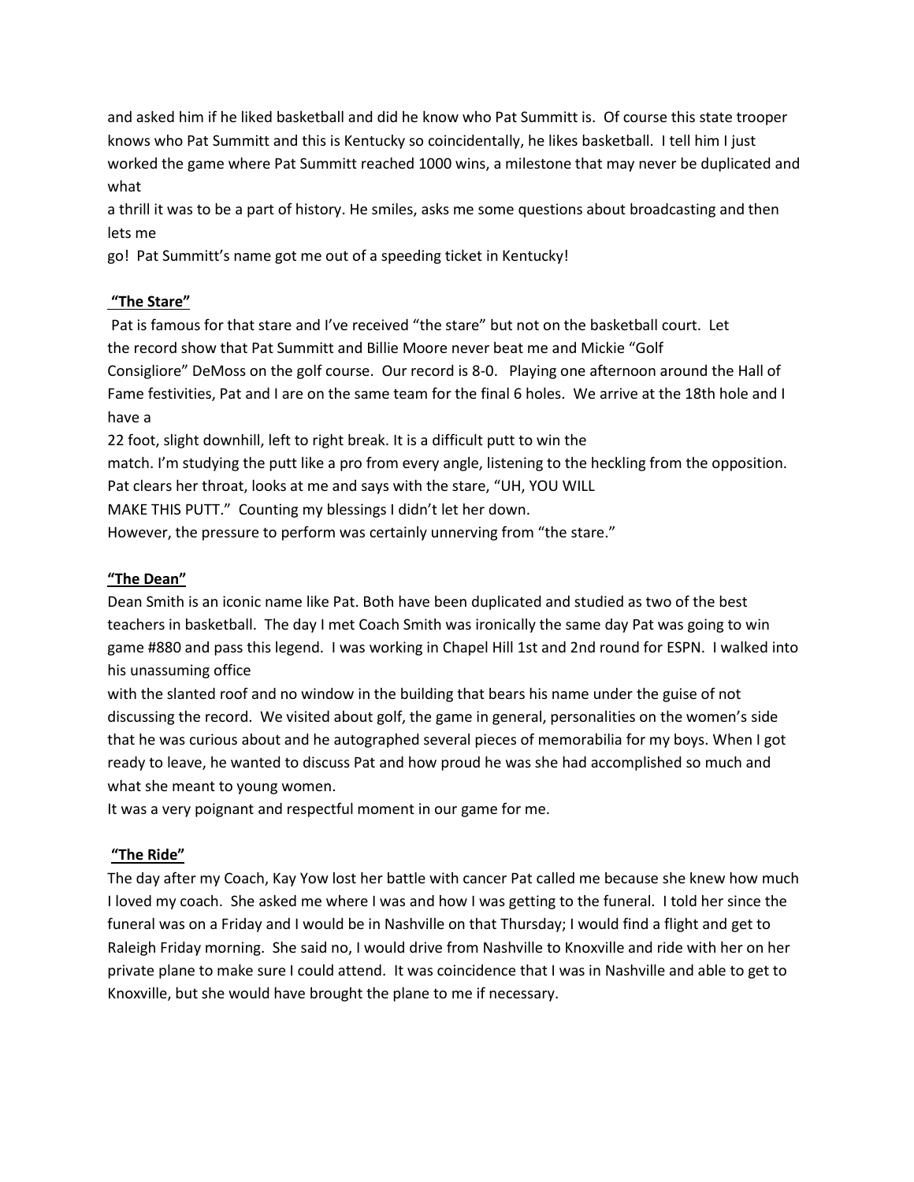and asked him if he liked basketball and did he know who Pat Summitt is. Of course this state trooper knows who Pat Summitt and this is Kentucky so coincidentally, he likes basketball. I tell him I just worked the game where Pat Summitt reached 1000 wins, a milestone that may never be duplicated and what a thrill it was to be a part of history. He smiles, asks me some questions about broadcasting and then lets me go! Pat Summitt's name got me out of a speeding ticket in Kentucky!

**"The Stare"**

Pat is famous for that stare and I've received "the stare" but not on the basketball court. Let the record show that Pat Summitt and Billie Moore never beat me and Mickie "Golf Consigliore" DeMoss on the golf course. Our record is 8-0. Playing one afternoon around the Hall of Fame festivities, Pat and I are on the same team for the final 6 holes. We arrive at the 18th hole and I have a 22 foot, slight downhill, left to right break. It is a difficult putt to win the match. I'm studying the putt like a pro from every angle, listening to the heckling from the opposition. Pat clears her throat, looks at me and says with the stare, "UH, YOU WILL MAKE THIS PUTT." Counting my blessings I didn't let her down.
However, the pressure to perform was certainly unnerving from "the stare."

**"The Dean"**

Dean Smith is an iconic name like Pat. Both have been duplicated and studied as two of the best teachers in basketball. The day I met Coach Smith was ironically the same day Pat was going to win game #880 and pass this legend. I was working in Chapel Hill 1st and 2nd round for ESPN. I walked into his unassuming office with the slanted roof and no window in the building that bears his name under the guise of not discussing the record. We visited about golf, the game in general, personalities on the women's side that he was curious about and he autographed several pieces of memorabilia for my boys. When I got ready to leave, he wanted to discuss Pat and how proud he was she had accomplished so much and what she meant to young women.
It was a very poignant and respectful moment in our game for me.

**"The Ride"**

The day after my Coach, Kay Yow lost her battle with cancer Pat called me because she knew how much I loved my coach. She asked me where I was and how I was getting to the funeral. I told her since the funeral was on a Friday and I would be in Nashville on that Thursday; I would find a flight and get to Raleigh Friday morning. She said no, I would drive from Nashville to Knoxville and ride with her on her private plane to make sure I could attend. It was coincidence that I was in Nashville and able to get to Knoxville, but she would have brought the plane to me if necessary.